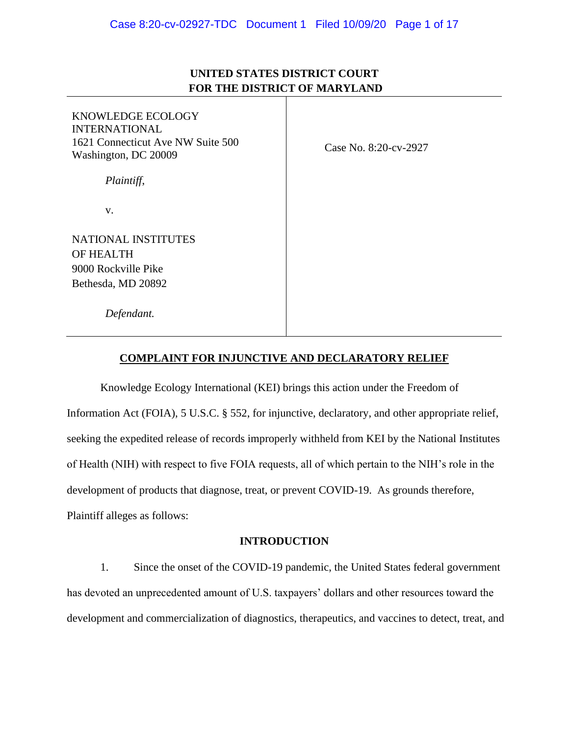# UNITED STATES DISTRICT COURT
# FOR THE DISTRICT OF MARYLAND

| | |
|---|---|
| KNOWLEDGE ECOLOGY INTERNATIONAL<br>1621 Connecticut Ave NW Suite 500<br>Washington, DC 20009<br><br>*Plaintiff*,<br><br>v.<br><br>NATIONAL INSTITUTES OF HEALTH<br>9000 Rockville Pike<br>Bethesda, MD 20892<br><br>*Defendant.* | Case No. 8:20-cv-2927 |

## COMPLAINT FOR INJUNCTIVE AND DECLARATORY RELIEF

Knowledge Ecology International (KEI) brings this action under the Freedom of Information Act (FOIA), 5 U.S.C. § 552, for injunctive, declaratory, and other appropriate relief, seeking the expedited release of records improperly withheld from KEI by the National Institutes of Health (NIH) with respect to five FOIA requests, all of which pertain to the NIH's role in the development of products that diagnose, treat, or prevent COVID-19. As grounds therefore, Plaintiff alleges as follows:

## INTRODUCTION

1. Since the onset of the COVID-19 pandemic, the United States federal government has devoted an unprecedented amount of U.S. taxpayers' dollars and other resources toward the development and commercialization of diagnostics, therapeutics, and vaccines to detect, treat, and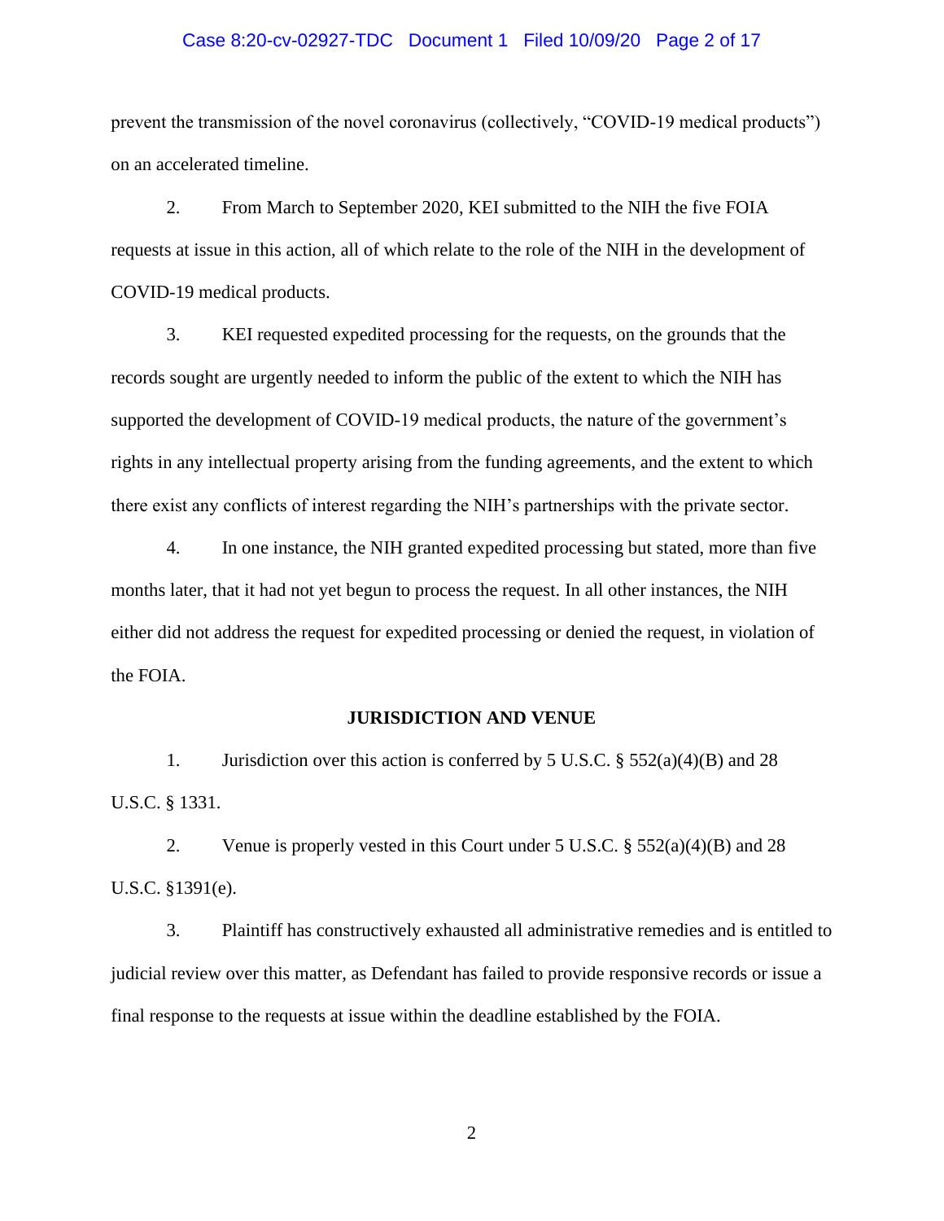prevent the transmission of the novel coronavirus (collectively, "COVID-19 medical products") on an accelerated timeline.

2. From March to September 2020, KEI submitted to the NIH the five FOIA requests at issue in this action, all of which relate to the role of the NIH in the development of COVID-19 medical products.

3. KEI requested expedited processing for the requests, on the grounds that the records sought are urgently needed to inform the public of the extent to which the NIH has supported the development of COVID-19 medical products, the nature of the government's rights in any intellectual property arising from the funding agreements, and the extent to which there exist any conflicts of interest regarding the NIH's partnerships with the private sector.

4. In one instance, the NIH granted expedited processing but stated, more than five months later, that it had not yet begun to process the request. In all other instances, the NIH either did not address the request for expedited processing or denied the request, in violation of the FOIA.

**JURISDICTION AND VENUE**

1. Jurisdiction over this action is conferred by 5 U.S.C. § 552(a)(4)(B) and 28 U.S.C. § 1331.

2. Venue is properly vested in this Court under 5 U.S.C. § 552(a)(4)(B) and 28 U.S.C. §1391(e).

3. Plaintiff has constructively exhausted all administrative remedies and is entitled to judicial review over this matter, as Defendant has failed to provide responsive records or issue a final response to the requests at issue within the deadline established by the FOIA.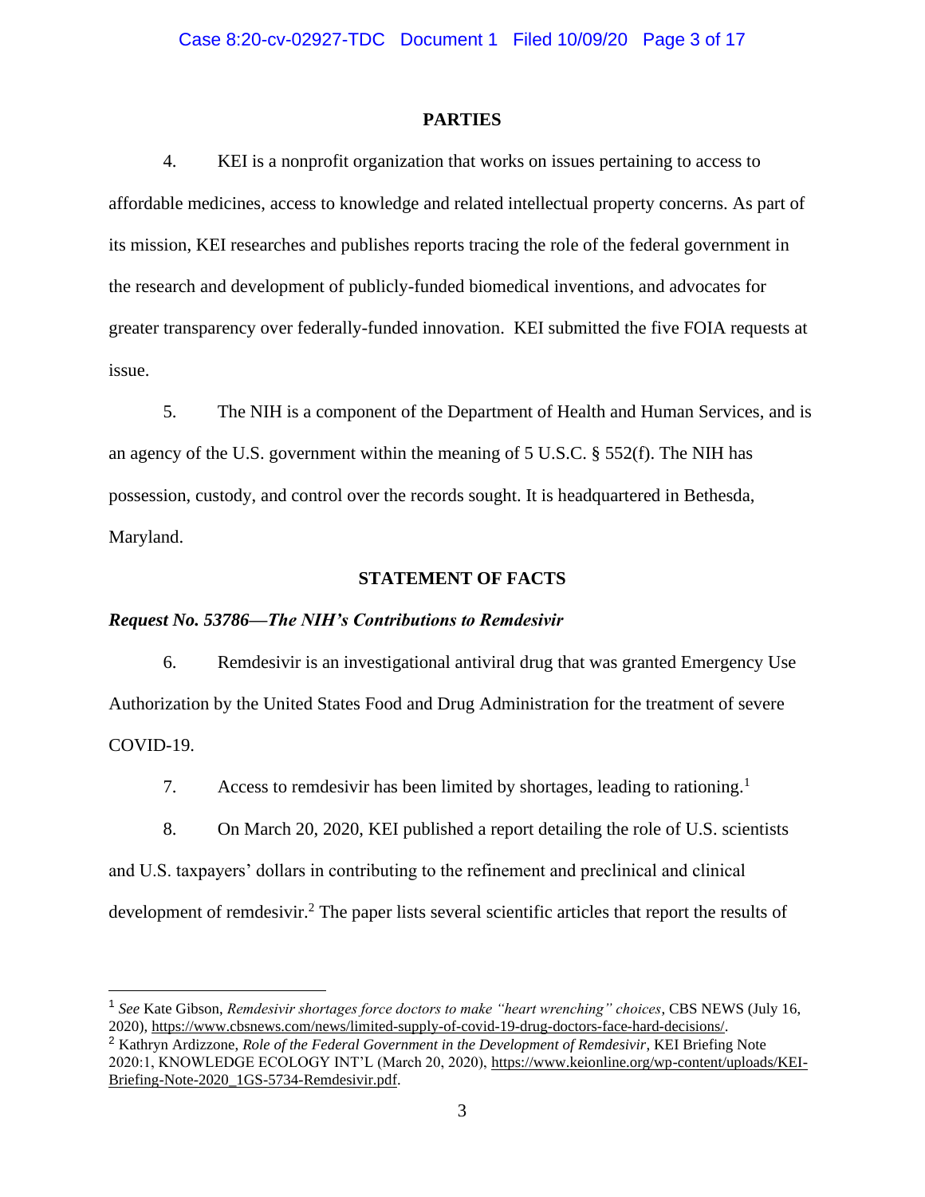## PARTIES

4. KEI is a nonprofit organization that works on issues pertaining to access to affordable medicines, access to knowledge and related intellectual property concerns. As part of its mission, KEI researches and publishes reports tracing the role of the federal government in the research and development of publicly-funded biomedical inventions, and advocates for greater transparency over federally-funded innovation. KEI submitted the five FOIA requests at issue.

5. The NIH is a component of the Department of Health and Human Services, and is an agency of the U.S. government within the meaning of 5 U.S.C. § 552(f). The NIH has possession, custody, and control over the records sought. It is headquartered in Bethesda, Maryland.

## STATEMENT OF FACTS

### *Request No. 53786—The NIH's Contributions to Remdesivir*

6. Remdesivir is an investigational antiviral drug that was granted Emergency Use Authorization by the United States Food and Drug Administration for the treatment of severe COVID-19.

7. Access to remdesivir has been limited by shortages, leading to rationing.[1]

8. On March 20, 2020, KEI published a report detailing the role of U.S. scientists and U.S. taxpayers' dollars in contributing to the refinement and preclinical and clinical development of remdesivir.[2] The paper lists several scientific articles that report the results of

---

[1] *See* Kate Gibson, *Remdesivir shortages force doctors to make "heart wrenching" choices*, CBS NEWS (July 16, 2020), https://www.cbsnews.com/news/limited-supply-of-covid-19-drug-doctors-face-hard-decisions/.

[2] Kathryn Ardizzone, *Role of the Federal Government in the Development of Remdesivir*, KEI Briefing Note 2020:1, KNOWLEDGE ECOLOGY INT'L (March 20, 2020), https://www.keionline.org/wp-content/uploads/KEI-Briefing-Note-2020_1GS-5734-Remdesivir.pdf.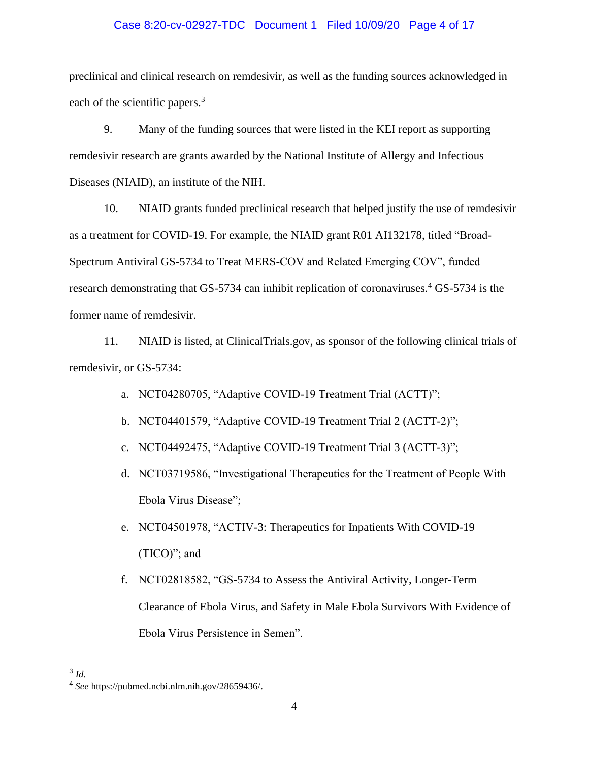preclinical and clinical research on remdesivir, as well as the funding sources acknowledged in each of the scientific papers.[3]

9. Many of the funding sources that were listed in the KEI report as supporting remdesivir research are grants awarded by the National Institute of Allergy and Infectious Diseases (NIAID), an institute of the NIH.

10. NIAID grants funded preclinical research that helped justify the use of remdesivir as a treatment for COVID-19. For example, the NIAID grant R01 AI132178, titled "Broad-Spectrum Antiviral GS-5734 to Treat MERS-COV and Related Emerging COV", funded research demonstrating that GS-5734 can inhibit replication of coronaviruses.[4] GS-5734 is the former name of remdesivir.

11. NIAID is listed, at ClinicalTrials.gov, as sponsor of the following clinical trials of remdesivir, or GS-5734:

a. NCT04280705, "Adaptive COVID-19 Treatment Trial (ACTT)";

b. NCT04401579, "Adaptive COVID-19 Treatment Trial 2 (ACTT-2)";

c. NCT04492475, "Adaptive COVID-19 Treatment Trial 3 (ACTT-3)";

d. NCT03719586, "Investigational Therapeutics for the Treatment of People With Ebola Virus Disease";

e. NCT04501978, "ACTIV-3: Therapeutics for Inpatients With COVID-19 (TICO)"; and

f. NCT02818582, "GS-5734 to Assess the Antiviral Activity, Longer-Term Clearance of Ebola Virus, and Safety in Male Ebola Survivors With Evidence of Ebola Virus Persistence in Semen".

---

[3] *Id.*

[4] *See* https://pubmed.ncbi.nlm.nih.gov/28659436/.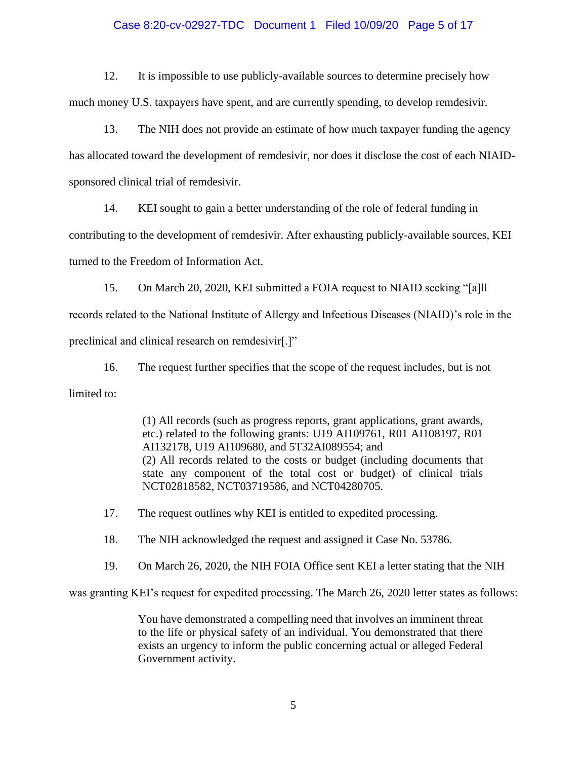12. It is impossible to use publicly-available sources to determine precisely how much money U.S. taxpayers have spent, and are currently spending, to develop remdesivir.

13. The NIH does not provide an estimate of how much taxpayer funding the agency has allocated toward the development of remdesivir, nor does it disclose the cost of each NIAID-sponsored clinical trial of remdesivir.

14. KEI sought to gain a better understanding of the role of federal funding in contributing to the development of remdesivir. After exhausting publicly-available sources, KEI turned to the Freedom of Information Act.

15. On March 20, 2020, KEI submitted a FOIA request to NIAID seeking "[a]ll records related to the National Institute of Allergy and Infectious Diseases (NIAID)'s role in the preclinical and clinical research on remdesivir[.]"

16. The request further specifies that the scope of the request includes, but is not limited to:

> (1) All records (such as progress reports, grant applications, grant awards, etc.) related to the following grants: U19 AI109761, R01 AI108197, R01 AI132178, U19 AI109680, and 5T32AI089554; and
> (2) All records related to the costs or budget (including documents that state any component of the total cost or budget) of clinical trials NCT02818582, NCT03719586, and NCT04280705.

17. The request outlines why KEI is entitled to expedited processing.

18. The NIH acknowledged the request and assigned it Case No. 53786.

19. On March 26, 2020, the NIH FOIA Office sent KEI a letter stating that the NIH was granting KEI's request for expedited processing. The March 26, 2020 letter states as follows:

> You have demonstrated a compelling need that involves an imminent threat to the life or physical safety of an individual. You demonstrated that there exists an urgency to inform the public concerning actual or alleged Federal Government activity.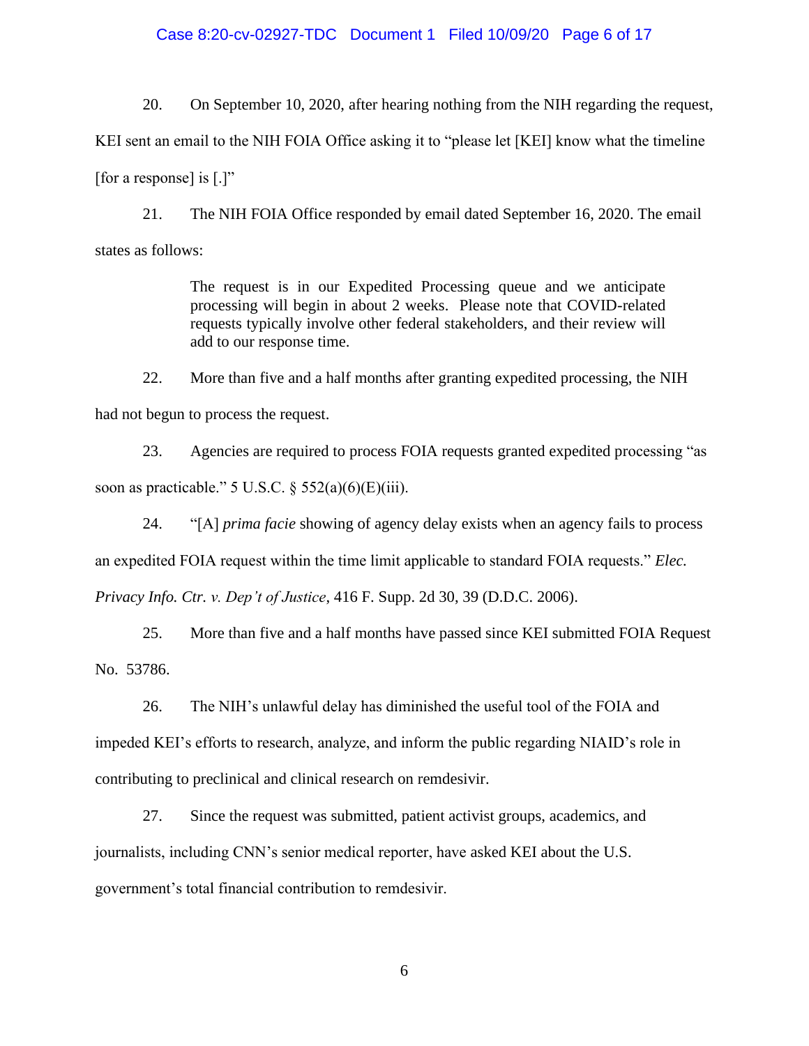20. On September 10, 2020, after hearing nothing from the NIH regarding the request, KEI sent an email to the NIH FOIA Office asking it to "please let [KEI] know what the timeline [for a response] is [.]"

21. The NIH FOIA Office responded by email dated September 16, 2020. The email states as follows:

> The request is in our Expedited Processing queue and we anticipate processing will begin in about 2 weeks. Please note that COVID-related requests typically involve other federal stakeholders, and their review will add to our response time.

22. More than five and a half months after granting expedited processing, the NIH had not begun to process the request.

23. Agencies are required to process FOIA requests granted expedited processing "as soon as practicable." 5 U.S.C. § 552(a)(6)(E)(iii).

24. "[A] *prima facie* showing of agency delay exists when an agency fails to process an expedited FOIA request within the time limit applicable to standard FOIA requests." *Elec. Privacy Info. Ctr. v. Dep't of Justice*, 416 F. Supp. 2d 30, 39 (D.D.C. 2006).

25. More than five and a half months have passed since KEI submitted FOIA Request No. 53786.

26. The NIH's unlawful delay has diminished the useful tool of the FOIA and impeded KEI's efforts to research, analyze, and inform the public regarding NIAID's role in contributing to preclinical and clinical research on remdesivir.

27. Since the request was submitted, patient activist groups, academics, and journalists, including CNN's senior medical reporter, have asked KEI about the U.S. government's total financial contribution to remdesivir.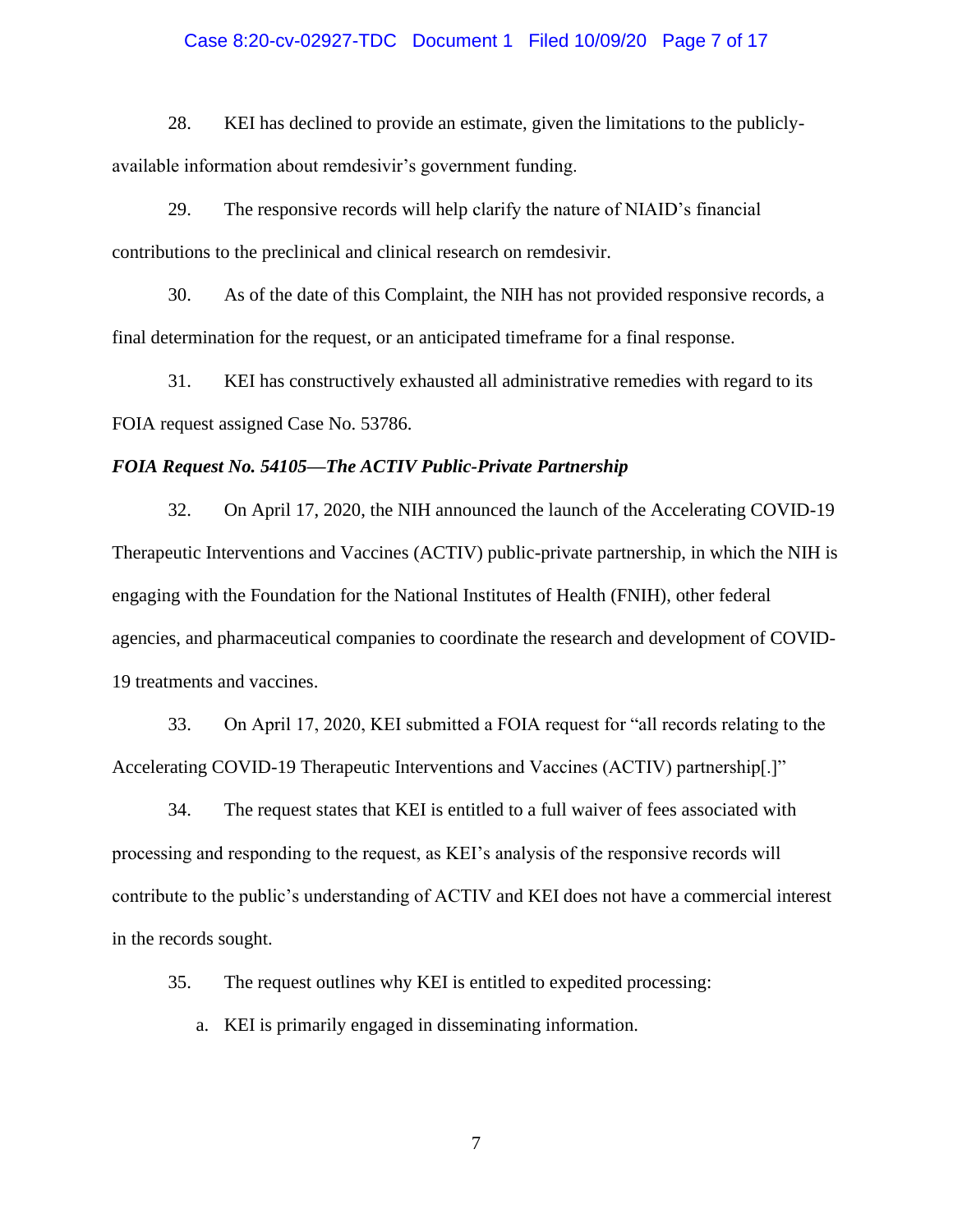28. KEI has declined to provide an estimate, given the limitations to the publicly-available information about remdesivir's government funding.

29. The responsive records will help clarify the nature of NIAID's financial contributions to the preclinical and clinical research on remdesivir.

30. As of the date of this Complaint, the NIH has not provided responsive records, a final determination for the request, or an anticipated timeframe for a final response.

31. KEI has constructively exhausted all administrative remedies with regard to its FOIA request assigned Case No. 53786.

***FOIA Request No. 54105—The ACTIV Public-Private Partnership***

32. On April 17, 2020, the NIH announced the launch of the Accelerating COVID-19 Therapeutic Interventions and Vaccines (ACTIV) public-private partnership, in which the NIH is engaging with the Foundation for the National Institutes of Health (FNIH), other federal agencies, and pharmaceutical companies to coordinate the research and development of COVID-19 treatments and vaccines.

33. On April 17, 2020, KEI submitted a FOIA request for "all records relating to the Accelerating COVID-19 Therapeutic Interventions and Vaccines (ACTIV) partnership[.]"

34. The request states that KEI is entitled to a full waiver of fees associated with processing and responding to the request, as KEI's analysis of the responsive records will contribute to the public's understanding of ACTIV and KEI does not have a commercial interest in the records sought.

35. The request outlines why KEI is entitled to expedited processing:

a. KEI is primarily engaged in disseminating information.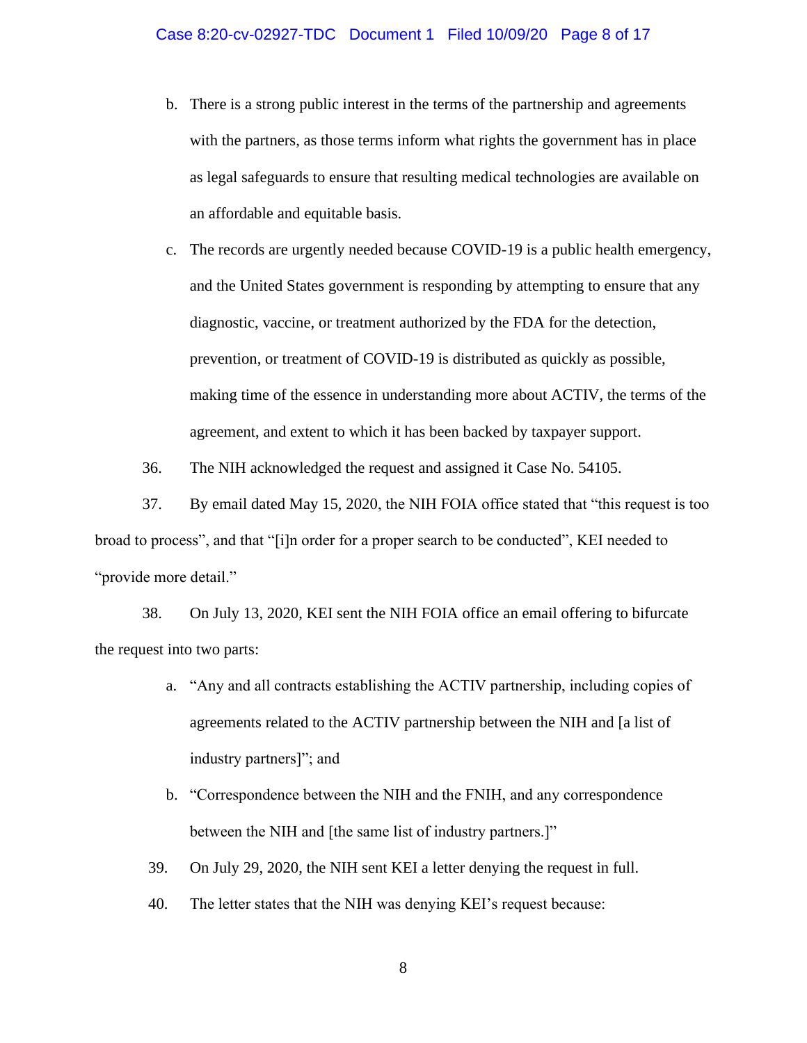b. There is a strong public interest in the terms of the partnership and agreements with the partners, as those terms inform what rights the government has in place as legal safeguards to ensure that resulting medical technologies are available on an affordable and equitable basis.

c. The records are urgently needed because COVID-19 is a public health emergency, and the United States government is responding by attempting to ensure that any diagnostic, vaccine, or treatment authorized by the FDA for the detection, prevention, or treatment of COVID-19 is distributed as quickly as possible, making time of the essence in understanding more about ACTIV, the terms of the agreement, and extent to which it has been backed by taxpayer support.

36. The NIH acknowledged the request and assigned it Case No. 54105.

37. By email dated May 15, 2020, the NIH FOIA office stated that "this request is too broad to process", and that "[i]n order for a proper search to be conducted", KEI needed to "provide more detail."

38. On July 13, 2020, KEI sent the NIH FOIA office an email offering to bifurcate the request into two parts:

a. "Any and all contracts establishing the ACTIV partnership, including copies of agreements related to the ACTIV partnership between the NIH and [a list of industry partners]"; and

b. "Correspondence between the NIH and the FNIH, and any correspondence between the NIH and [the same list of industry partners.]"

39. On July 29, 2020, the NIH sent KEI a letter denying the request in full.

40. The letter states that the NIH was denying KEI's request because: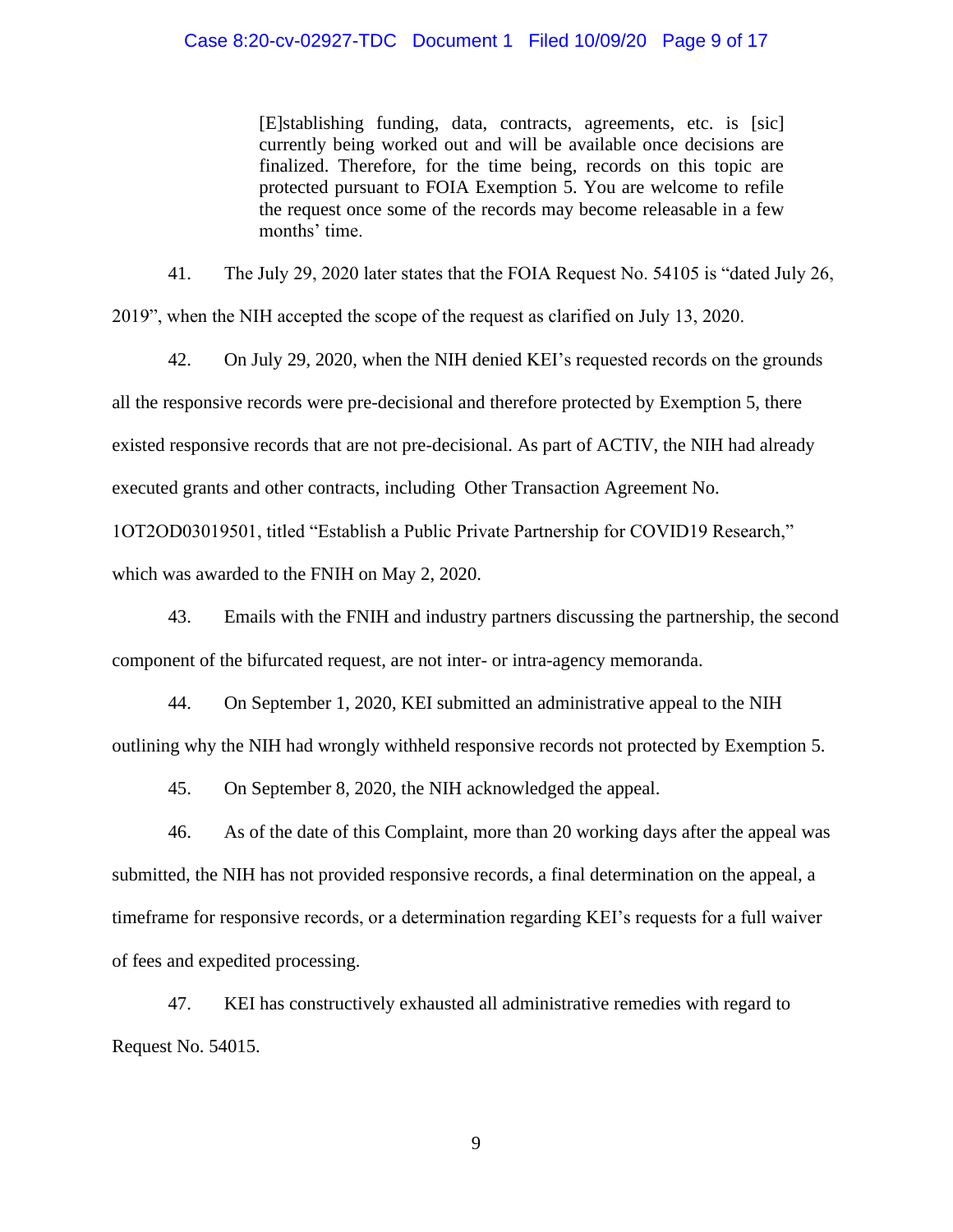> [E]stablishing funding, data, contracts, agreements, etc. is [sic] currently being worked out and will be available once decisions are finalized. Therefore, for the time being, records on this topic are protected pursuant to FOIA Exemption 5. You are welcome to refile the request once some of the records may become releasable in a few months' time.

41. The July 29, 2020 later states that the FOIA Request No. 54105 is "dated July 26, 2019", when the NIH accepted the scope of the request as clarified on July 13, 2020.

42. On July 29, 2020, when the NIH denied KEI's requested records on the grounds all the responsive records were pre-decisional and therefore protected by Exemption 5, there existed responsive records that are not pre-decisional. As part of ACTIV, the NIH had already executed grants and other contracts, including Other Transaction Agreement No. 1OT2OD03019501, titled "Establish a Public Private Partnership for COVID19 Research," which was awarded to the FNIH on May 2, 2020.

43. Emails with the FNIH and industry partners discussing the partnership, the second component of the bifurcated request, are not inter- or intra-agency memoranda.

44. On September 1, 2020, KEI submitted an administrative appeal to the NIH outlining why the NIH had wrongly withheld responsive records not protected by Exemption 5.

45. On September 8, 2020, the NIH acknowledged the appeal.

46. As of the date of this Complaint, more than 20 working days after the appeal was submitted, the NIH has not provided responsive records, a final determination on the appeal, a timeframe for responsive records, or a determination regarding KEI's requests for a full waiver of fees and expedited processing.

47. KEI has constructively exhausted all administrative remedies with regard to Request No. 54015.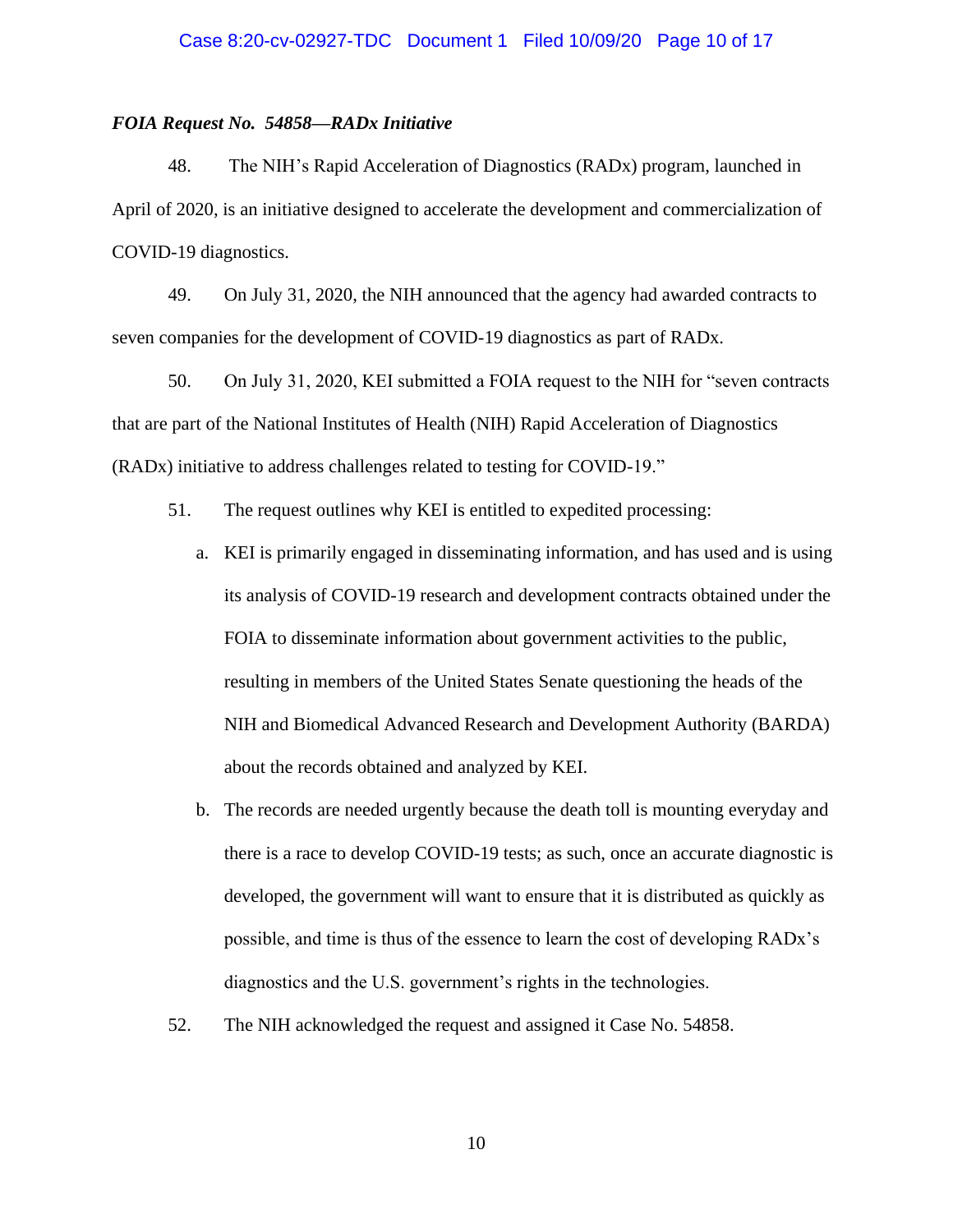***FOIA Request No. 54858—RADx Initiative***

48. The NIH's Rapid Acceleration of Diagnostics (RADx) program, launched in April of 2020, is an initiative designed to accelerate the development and commercialization of COVID-19 diagnostics.

49. On July 31, 2020, the NIH announced that the agency had awarded contracts to seven companies for the development of COVID-19 diagnostics as part of RADx.

50. On July 31, 2020, KEI submitted a FOIA request to the NIH for "seven contracts that are part of the National Institutes of Health (NIH) Rapid Acceleration of Diagnostics (RADx) initiative to address challenges related to testing for COVID-19."

51. The request outlines why KEI is entitled to expedited processing:

a. KEI is primarily engaged in disseminating information, and has used and is using its analysis of COVID-19 research and development contracts obtained under the FOIA to disseminate information about government activities to the public, resulting in members of the United States Senate questioning the heads of the NIH and Biomedical Advanced Research and Development Authority (BARDA) about the records obtained and analyzed by KEI.

b. The records are needed urgently because the death toll is mounting everyday and there is a race to develop COVID-19 tests; as such, once an accurate diagnostic is developed, the government will want to ensure that it is distributed as quickly as possible, and time is thus of the essence to learn the cost of developing RADx's diagnostics and the U.S. government's rights in the technologies.

52. The NIH acknowledged the request and assigned it Case No. 54858.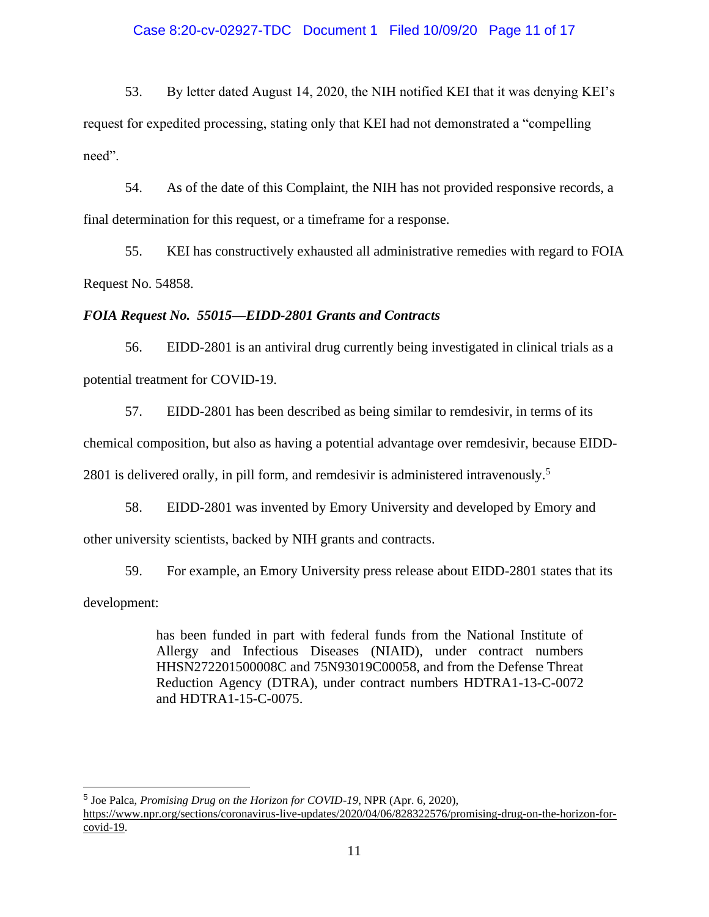53. By letter dated August 14, 2020, the NIH notified KEI that it was denying KEI's request for expedited processing, stating only that KEI had not demonstrated a "compelling need".

54. As of the date of this Complaint, the NIH has not provided responsive records, a final determination for this request, or a timeframe for a response.

55. KEI has constructively exhausted all administrative remedies with regard to FOIA Request No. 54858.

***FOIA Request No. 55015—EIDD-2801 Grants and Contracts***

56. EIDD-2801 is an antiviral drug currently being investigated in clinical trials as a potential treatment for COVID-19.

57. EIDD-2801 has been described as being similar to remdesivir, in terms of its chemical composition, but also as having a potential advantage over remdesivir, because EIDD-2801 is delivered orally, in pill form, and remdesivir is administered intravenously.[5]

58. EIDD-2801 was invented by Emory University and developed by Emory and other university scientists, backed by NIH grants and contracts.

59. For example, an Emory University press release about EIDD-2801 states that its development:

> has been funded in part with federal funds from the National Institute of Allergy and Infectious Diseases (NIAID), under contract numbers HHSN272201500008C and 75N93019C00058, and from the Defense Threat Reduction Agency (DTRA), under contract numbers HDTRA1-13-C-0072 and HDTRA1-15-C-0075.

---

[5] Joe Palca, *Promising Drug on the Horizon for COVID-19*, NPR (Apr. 6, 2020), https://www.npr.org/sections/coronavirus-live-updates/2020/04/06/828322576/promising-drug-on-the-horizon-for-covid-19.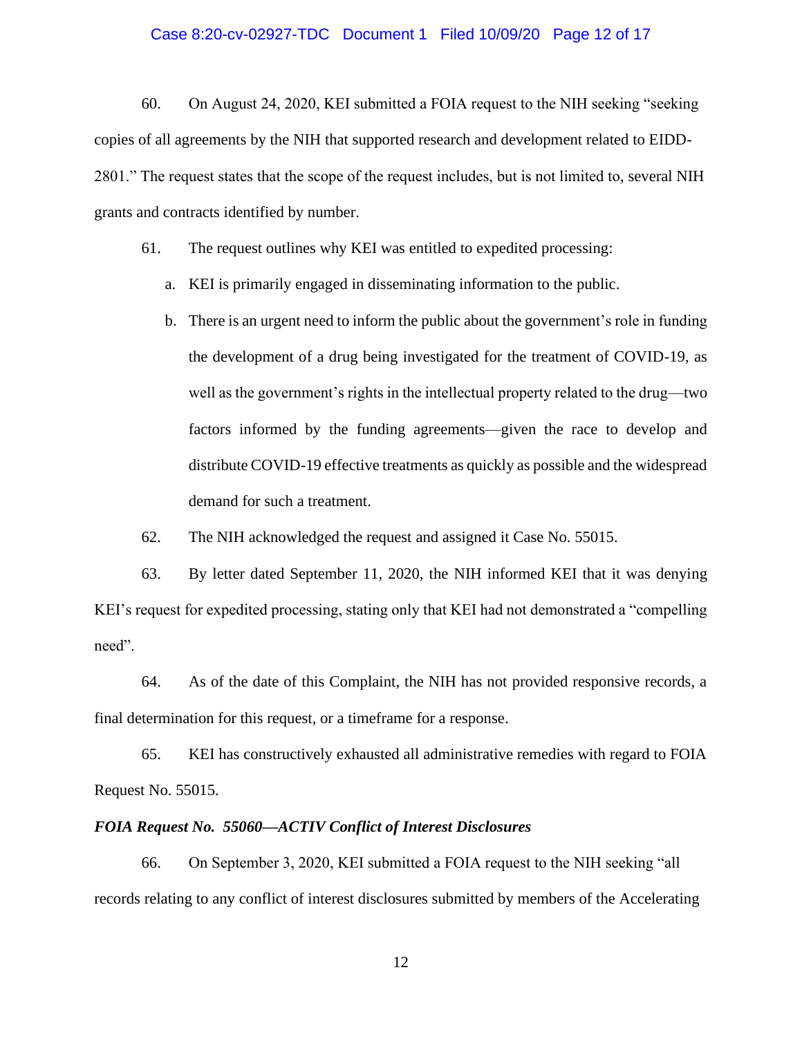60. On August 24, 2020, KEI submitted a FOIA request to the NIH seeking "seeking copies of all agreements by the NIH that supported research and development related to EIDD-2801." The request states that the scope of the request includes, but is not limited to, several NIH grants and contracts identified by number.

61. The request outlines why KEI was entitled to expedited processing:

a. KEI is primarily engaged in disseminating information to the public.

b. There is an urgent need to inform the public about the government's role in funding the development of a drug being investigated for the treatment of COVID-19, as well as the government's rights in the intellectual property related to the drug—two factors informed by the funding agreements—given the race to develop and distribute COVID-19 effective treatments as quickly as possible and the widespread demand for such a treatment.

62. The NIH acknowledged the request and assigned it Case No. 55015.

63. By letter dated September 11, 2020, the NIH informed KEI that it was denying KEI's request for expedited processing, stating only that KEI had not demonstrated a "compelling need".

64. As of the date of this Complaint, the NIH has not provided responsive records, a final determination for this request, or a timeframe for a response.

65. KEI has constructively exhausted all administrative remedies with regard to FOIA Request No. 55015.

***FOIA Request No. 55060—ACTIV Conflict of Interest Disclosures***

66. On September 3, 2020, KEI submitted a FOIA request to the NIH seeking "all records relating to any conflict of interest disclosures submitted by members of the Accelerating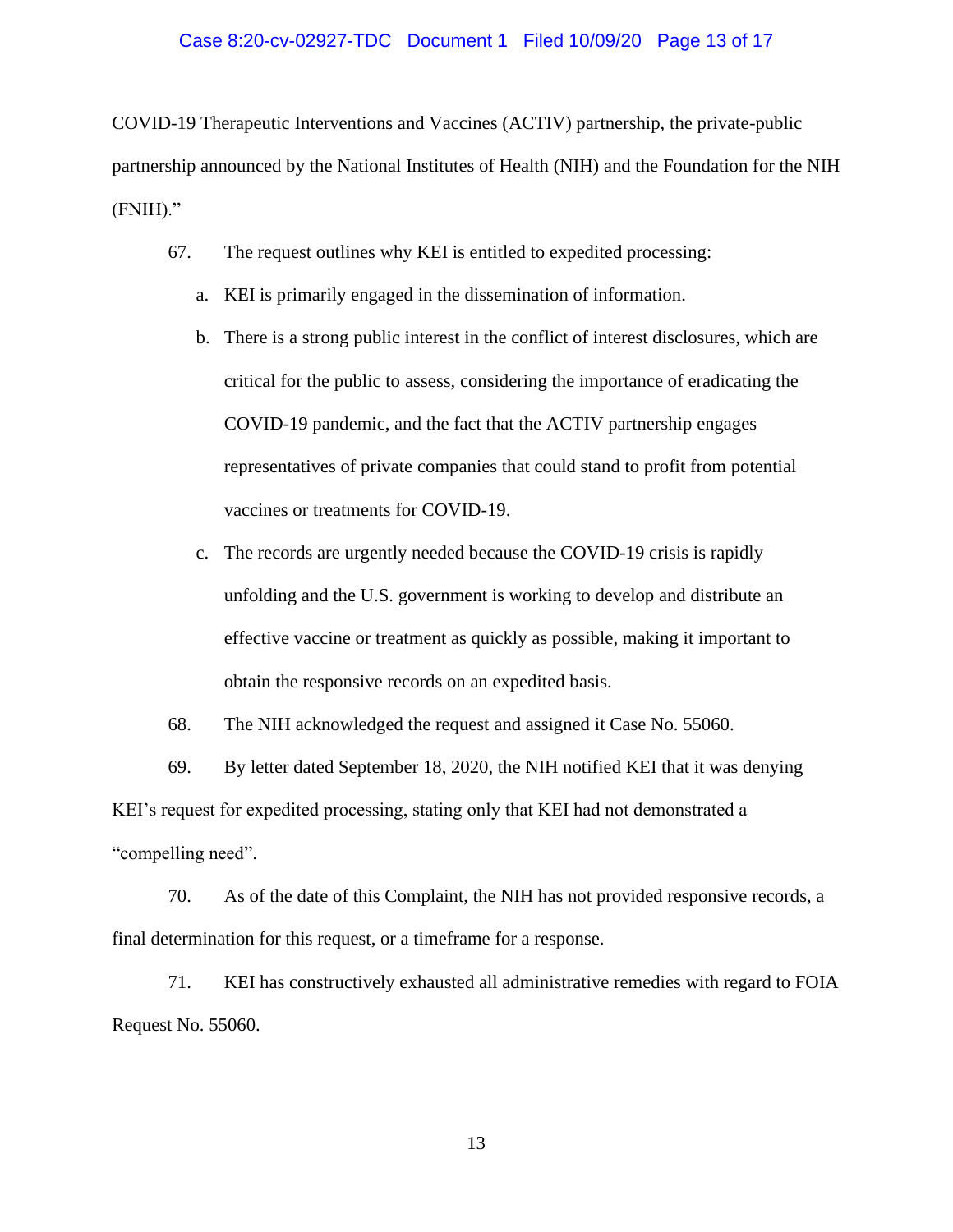COVID-19 Therapeutic Interventions and Vaccines (ACTIV) partnership, the private-public partnership announced by the National Institutes of Health (NIH) and the Foundation for the NIH (FNIH)."

67. The request outlines why KEI is entitled to expedited processing:

a. KEI is primarily engaged in the dissemination of information.

b. There is a strong public interest in the conflict of interest disclosures, which are critical for the public to assess, considering the importance of eradicating the COVID-19 pandemic, and the fact that the ACTIV partnership engages representatives of private companies that could stand to profit from potential vaccines or treatments for COVID-19.

c. The records are urgently needed because the COVID-19 crisis is rapidly unfolding and the U.S. government is working to develop and distribute an effective vaccine or treatment as quickly as possible, making it important to obtain the responsive records on an expedited basis.

68. The NIH acknowledged the request and assigned it Case No. 55060.

69. By letter dated September 18, 2020, the NIH notified KEI that it was denying KEI's request for expedited processing, stating only that KEI had not demonstrated a "compelling need".

70. As of the date of this Complaint, the NIH has not provided responsive records, a final determination for this request, or a timeframe for a response.

71. KEI has constructively exhausted all administrative remedies with regard to FOIA Request No. 55060.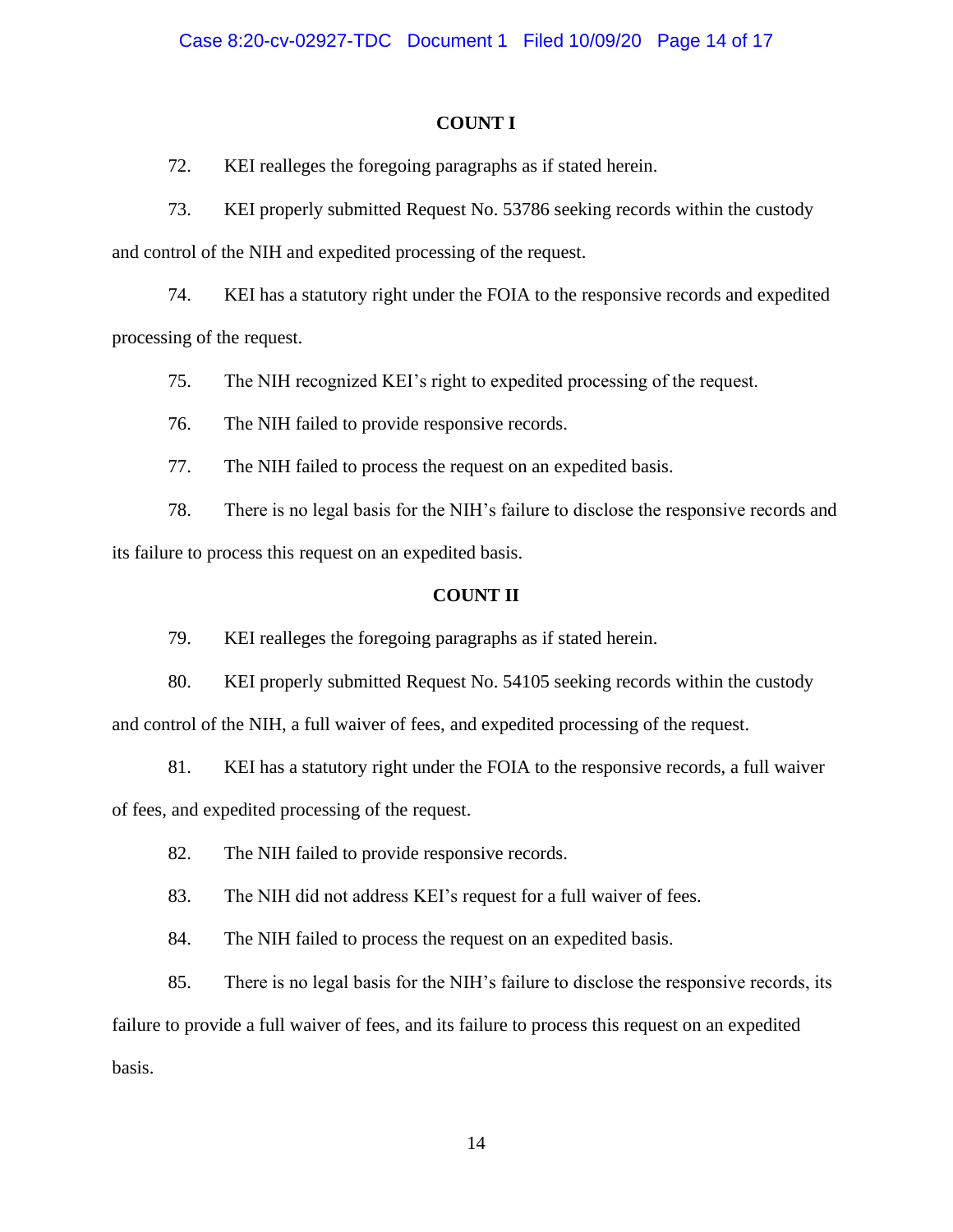## COUNT I

72. KEI realleges the foregoing paragraphs as if stated herein.

73. KEI properly submitted Request No. 53786 seeking records within the custody and control of the NIH and expedited processing of the request.

74. KEI has a statutory right under the FOIA to the responsive records and expedited processing of the request.

75. The NIH recognized KEI's right to expedited processing of the request.

76. The NIH failed to provide responsive records.

77. The NIH failed to process the request on an expedited basis.

78. There is no legal basis for the NIH's failure to disclose the responsive records and its failure to process this request on an expedited basis.

## COUNT II

79. KEI realleges the foregoing paragraphs as if stated herein.

80. KEI properly submitted Request No. 54105 seeking records within the custody and control of the NIH, a full waiver of fees, and expedited processing of the request.

81. KEI has a statutory right under the FOIA to the responsive records, a full waiver of fees, and expedited processing of the request.

82. The NIH failed to provide responsive records.

83. The NIH did not address KEI's request for a full waiver of fees.

84. The NIH failed to process the request on an expedited basis.

85. There is no legal basis for the NIH's failure to disclose the responsive records, its failure to provide a full waiver of fees, and its failure to process this request on an expedited basis.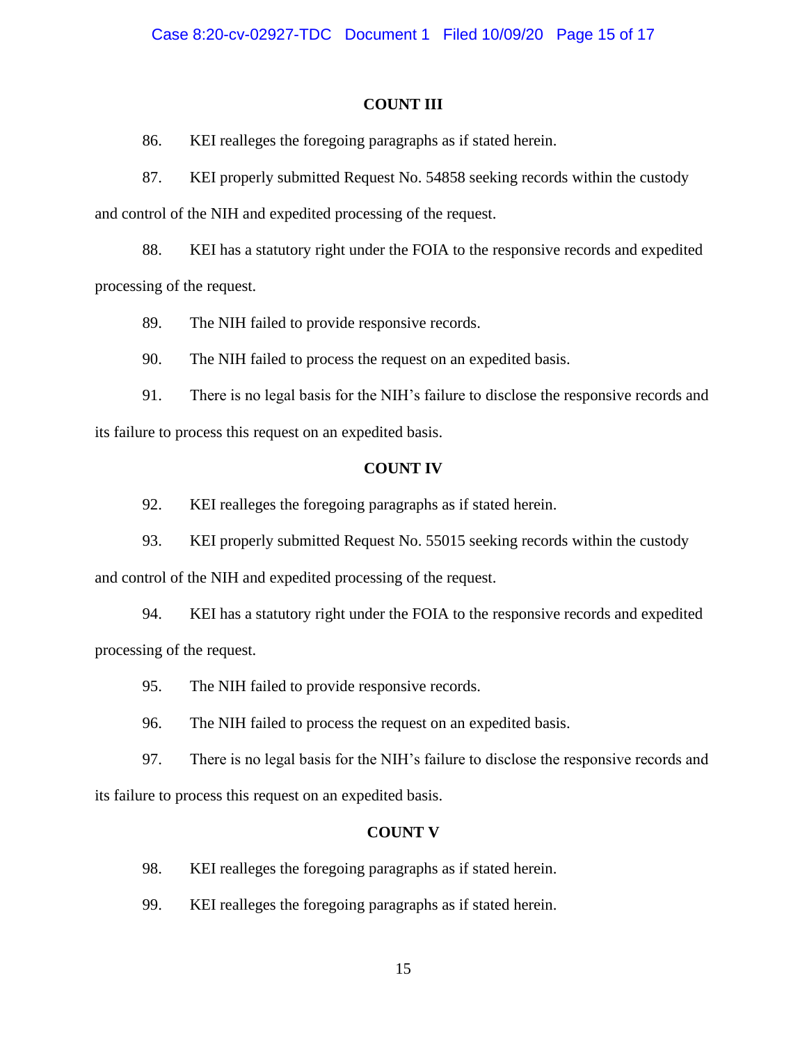**COUNT III**

86. KEI realleges the foregoing paragraphs as if stated herein.

87. KEI properly submitted Request No. 54858 seeking records within the custody and control of the NIH and expedited processing of the request.

88. KEI has a statutory right under the FOIA to the responsive records and expedited processing of the request.

89. The NIH failed to provide responsive records.

90. The NIH failed to process the request on an expedited basis.

91. There is no legal basis for the NIH's failure to disclose the responsive records and its failure to process this request on an expedited basis.

**COUNT IV**

92. KEI realleges the foregoing paragraphs as if stated herein.

93. KEI properly submitted Request No. 55015 seeking records within the custody and control of the NIH and expedited processing of the request.

94. KEI has a statutory right under the FOIA to the responsive records and expedited processing of the request.

95. The NIH failed to provide responsive records.

96. The NIH failed to process the request on an expedited basis.

97. There is no legal basis for the NIH's failure to disclose the responsive records and its failure to process this request on an expedited basis.

**COUNT V**

98. KEI realleges the foregoing paragraphs as if stated herein.

99. KEI realleges the foregoing paragraphs as if stated herein.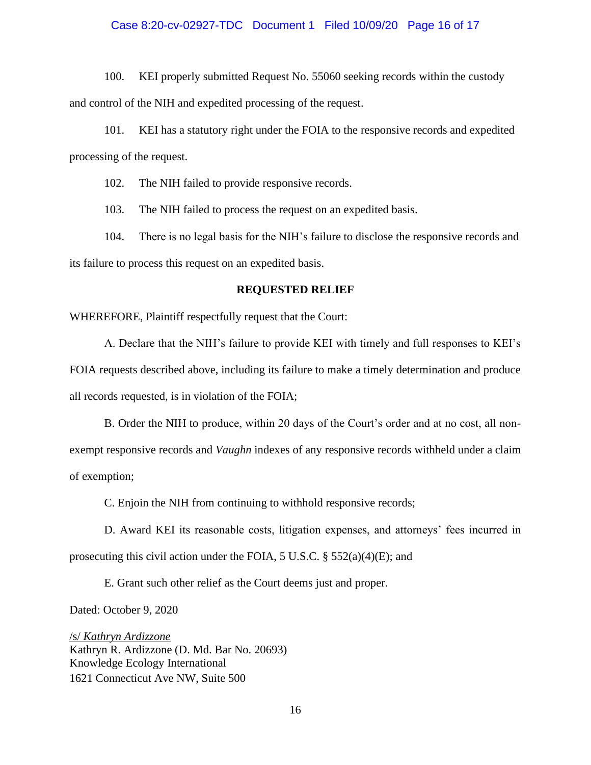100. KEI properly submitted Request No. 55060 seeking records within the custody and control of the NIH and expedited processing of the request.

101. KEI has a statutory right under the FOIA to the responsive records and expedited processing of the request.

102. The NIH failed to provide responsive records.

103. The NIH failed to process the request on an expedited basis.

104. There is no legal basis for the NIH's failure to disclose the responsive records and its failure to process this request on an expedited basis.

**REQUESTED RELIEF**

WHEREFORE, Plaintiff respectfully request that the Court:

A. Declare that the NIH's failure to provide KEI with timely and full responses to KEI's FOIA requests described above, including its failure to make a timely determination and produce all records requested, is in violation of the FOIA;

B. Order the NIH to produce, within 20 days of the Court's order and at no cost, all non-exempt responsive records and *Vaughn* indexes of any responsive records withheld under a claim of exemption;

C. Enjoin the NIH from continuing to withhold responsive records;

D. Award KEI its reasonable costs, litigation expenses, and attorneys' fees incurred in prosecuting this civil action under the FOIA, 5 U.S.C. § 552(a)(4)(E); and

E. Grant such other relief as the Court deems just and proper.

Dated: October 9, 2020

/s/ *Kathryn Ardizzone*
Kathryn R. Ardizzone (D. Md. Bar No. 20693)
Knowledge Ecology International
1621 Connecticut Ave NW, Suite 500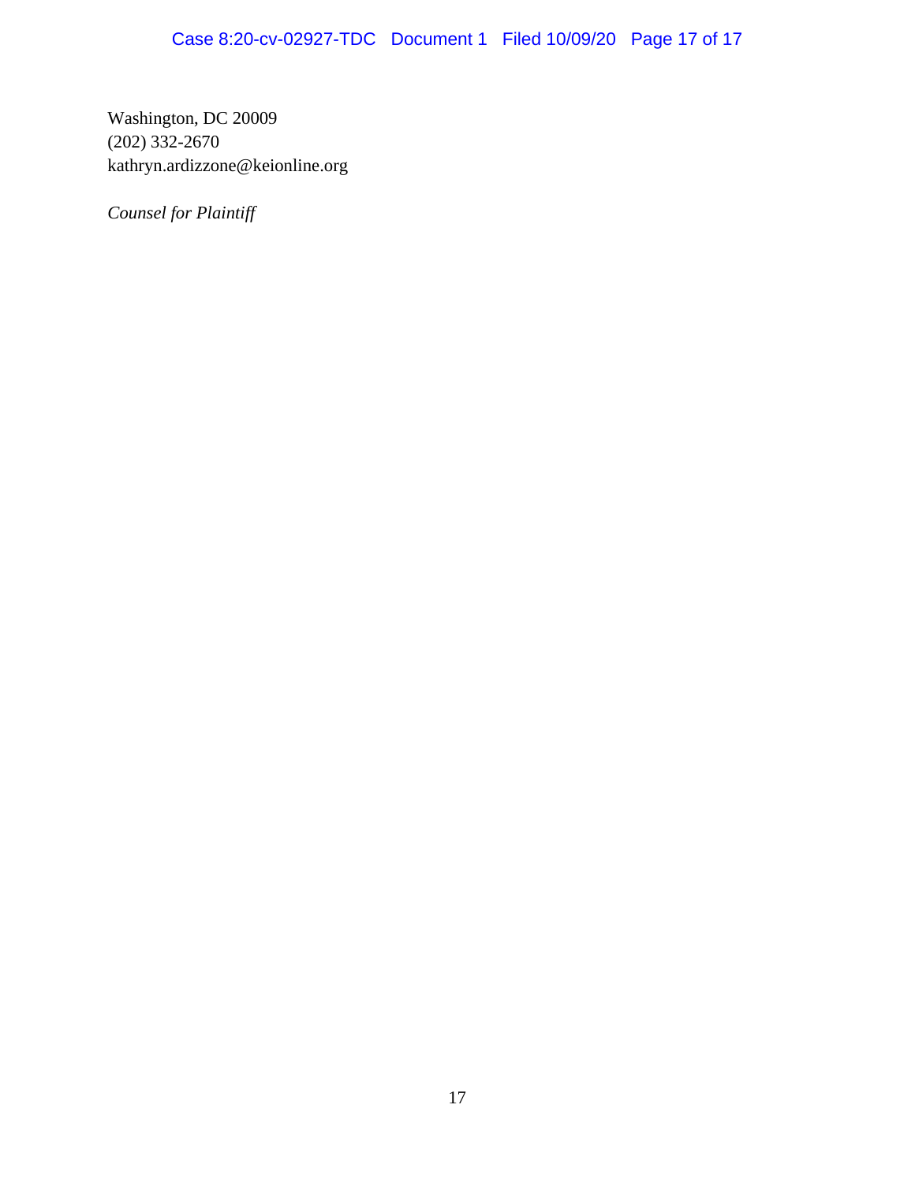Washington, DC 20009
(202) 332-2670
kathryn.ardizzone@keionline.org

*Counsel for Plaintiff*